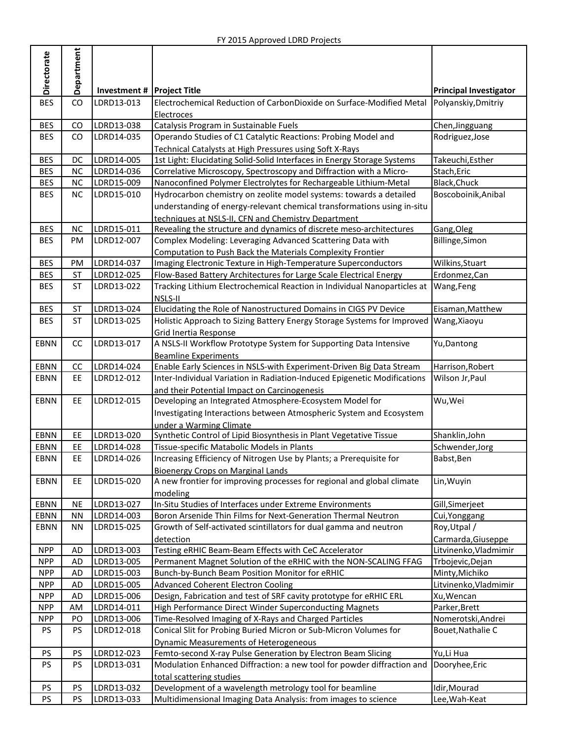FY 2015 Approved LDRD Projects

| Directorate | Department | Investment # | Project Title | Principal Investigator |
|---|---|---|---|---|
| BES | CO | LDRD13-013 | Electrochemical Reduction of CarbonDioxide on Surface-Modified Metal Electroces | Polyanskiy,Dmitriy |
| BES | CO | LDRD13-038 | Catalysis Program in Sustainable Fuels | Chen,Jingguang |
| BES | CO | LDRD14-035 | Operando Studies of C1 Catalytic Reactions: Probing Model and Technical Catalysts at High Pressures using Soft X-Rays | Rodriguez,Jose |
| BES | DC | LDRD14-005 | 1st Light: Elucidating Solid-Solid Interfaces in Energy Storage Systems | Takeuchi,Esther |
| BES | NC | LDRD14-036 | Correlative Microscopy, Spectroscopy and Diffraction with a Micro- | Stach,Eric |
| BES | NC | LDRD15-009 | Nanoconfined Polymer Electrolytes for Rechargeable Lithium-Metal | Black,Chuck |
| BES | NC | LDRD15-010 | Hydrocarbon chemistry on zeolite model systems: towards a detailed understanding of energy-relevant chemical transformations using in-situ techniques at NSLS-II, CFN and Chemistry Department | Boscoboinik,Anibal |
| BES | NC | LDRD15-011 | Revealing the structure and dynamics of discrete meso-architectures | Gang,Oleg |
| BES | PM | LDRD12-007 | Complex Modeling: Leveraging Advanced Scattering Data with Computation to Push Back the Materials Complexity Frontier | Billinge,Simon |
| BES | PM | LDRD14-037 | Imaging Electronic Texture in High-Temperature Superconductors | Wilkins,Stuart |
| BES | ST | LDRD12-025 | Flow-Based Battery Architectures for Large Scale Electrical Energy | Erdonmez,Can |
| BES | ST | LDRD13-022 | Tracking Lithium Electrochemical Reaction in Individual Nanoparticles at NSLS-II | Wang,Feng |
| BES | ST | LDRD13-024 | Elucidating the Role of Nanostructured Domains in CIGS PV Device | Eisaman,Matthew |
| BES | ST | LDRD13-025 | Holistic Approach to Sizing Battery Energy Storage Systems for Improved Grid Inertia Response | Wang,Xiaoyu |
| EBNN | CC | LDRD13-017 | A NSLS-II Workflow Prototype System for Supporting Data Intensive Beamline Experiments | Yu,Dantong |
| EBNN | CC | LDRD14-024 | Enable Early Sciences in NSLS-with Experiment-Driven Big Data Stream | Harrison,Robert |
| EBNN | EE | LDRD12-012 | Inter-Individual Variation in Radiation-Induced Epigenetic Modifications and their Potential Impact on Carcinogenesis | Wilson Jr,Paul |
| EBNN | EE | LDRD12-015 | Developing an Integrated Atmosphere-Ecosystem Model for Investigating Interactions between Atmospheric System and Ecosystem under a Warming Climate | Wu,Wei |
| EBNN | EE | LDRD13-020 | Synthetic Control of Lipid Biosynthesis in Plant Vegetative Tissue | Shanklin,John |
| EBNN | EE | LDRD14-028 | Tissue-specific Matabolic Models in Plants | Schwender,Jorg |
| EBNN | EE | LDRD14-026 | Increasing Efficiency of Nitrogen Use by Plants; a Prerequisite for Bioenergy Crops on Marginal Lands | Babst,Ben |
| EBNN | EE | LDRD15-020 | A new frontier for improving processes for regional and global climate modeling | Lin,Wuyin |
| EBNN | NE | LDRD13-027 | In-Situ Studies of Interfaces under Extreme Environments | Gill,Simerjeet |
| EBNN | NN | LDRD14-003 | Boron Arsenide Thin Films for Next-Generation Thermal Neutron | Cui,Yonggang |
| EBNN | NN | LDRD15-025 | Growth of Self-activated scintillators for dual gamma and neutron detection | Roy,Utpal / Carmarda,Giuseppe |
| NPP | AD | LDRD13-003 | Testing eRHIC Beam-Beam Effects with CeC Accelerator | Litvinenko,Vladmimir |
| NPP | AD | LDRD13-005 | Permanent Magnet Solution of the eRHIC with the NON-SCALING FFAG | Trbojevic,Dejan |
| NPP | AD | LDRD15-003 | Bunch-by-Bunch Beam Position Monitor for eRHIC | Minty,Michiko |
| NPP | AD | LDRD15-005 | Advanced Coherent Electron Cooling | Litvinenko,Vladmimir |
| NPP | AD | LDRD15-006 | Design, Fabrication and test of SRF cavity prototype for eRHIC ERL | Xu,Wencan |
| NPP | AM | LDRD14-011 | High Performance Direct Winder Superconducting Magnets | Parker,Brett |
| NPP | PO | LDRD13-006 | Time-Resolved Imaging of X-Rays and Charged Particles | Nomerotski,Andrei |
| PS | PS | LDRD12-018 | Conical Slit for Probing Buried Micron or Sub-Micron Volumes for Dynamic Measurements of Heterogeneous | Bouet,Nathalie C |
| PS | PS | LDRD12-023 | Femto-second X-ray Pulse Generation by Electron Beam Slicing | Yu,Li Hua |
| PS | PS | LDRD13-031 | Modulation Enhanced Diffraction: a new tool for powder diffraction and total scattering studies | Dooryhee,Eric |
| PS | PS | LDRD13-032 | Development of a wavelength metrology tool for beamline | Idir,Mourad |
| PS | PS | LDRD13-033 | Multidimensional Imaging Data Analysis: from images to science | Lee,Wah-Keat |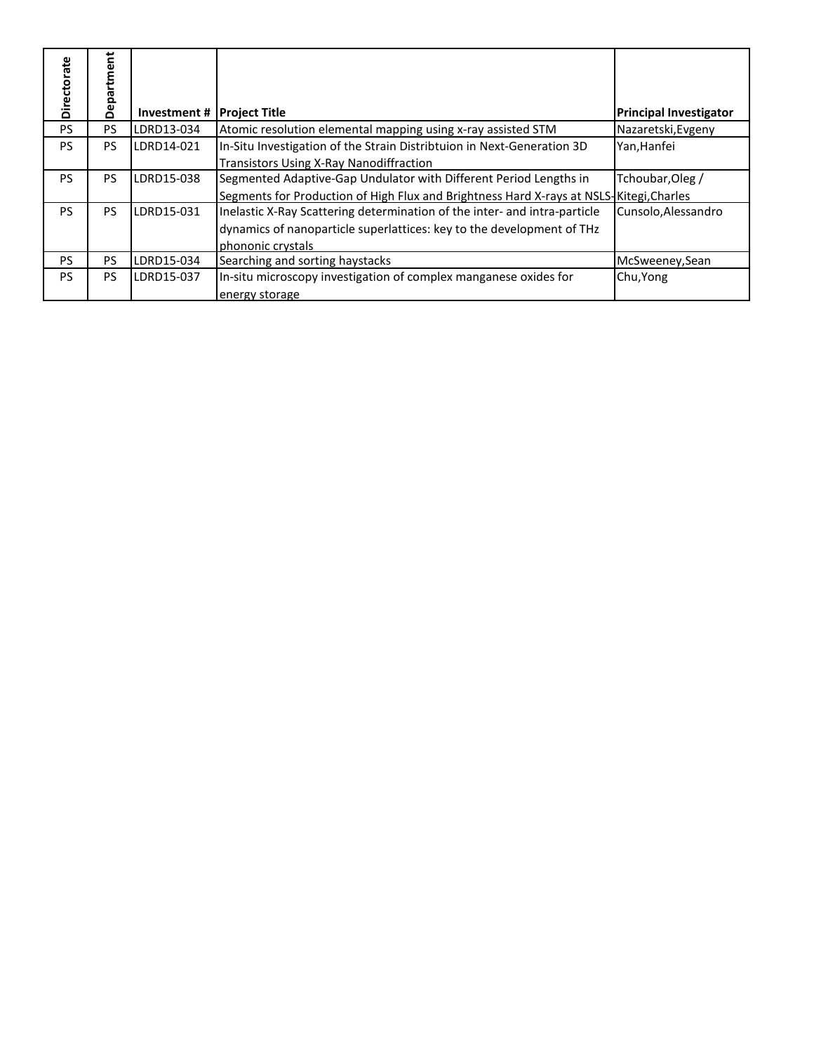| Directorate | Department | Investment # | Project Title | Principal Investigator |
|---|---|---|---|---|
| PS | PS | LDRD13-034 | Atomic resolution elemental mapping using x-ray assisted STM | Nazaretski,Evgeny |
| PS | PS | LDRD14-021 | In-Situ Investigation of the Strain Distribtuion in Next-Generation 3D Transistors Using X-Ray Nanodiffraction | Yan,Hanfei |
| PS | PS | LDRD15-038 | Segmented Adaptive-Gap Undulator with Different Period Lengths in Segments for Production of High Flux and Brightness Hard X-rays at NSLS- | Tchoubar,Oleg / Kitegi,Charles |
| PS | PS | LDRD15-031 | Inelastic X-Ray Scattering determination of the inter- and intra-particle dynamics of nanoparticle superlattices: key to the development of THz phononic crystals | Cunsolo,Alessandro |
| PS | PS | LDRD15-034 | Searching and sorting haystacks | McSweeney,Sean |
| PS | PS | LDRD15-037 | In-situ microscopy investigation of complex manganese oxides for energy storage | Chu,Yong |